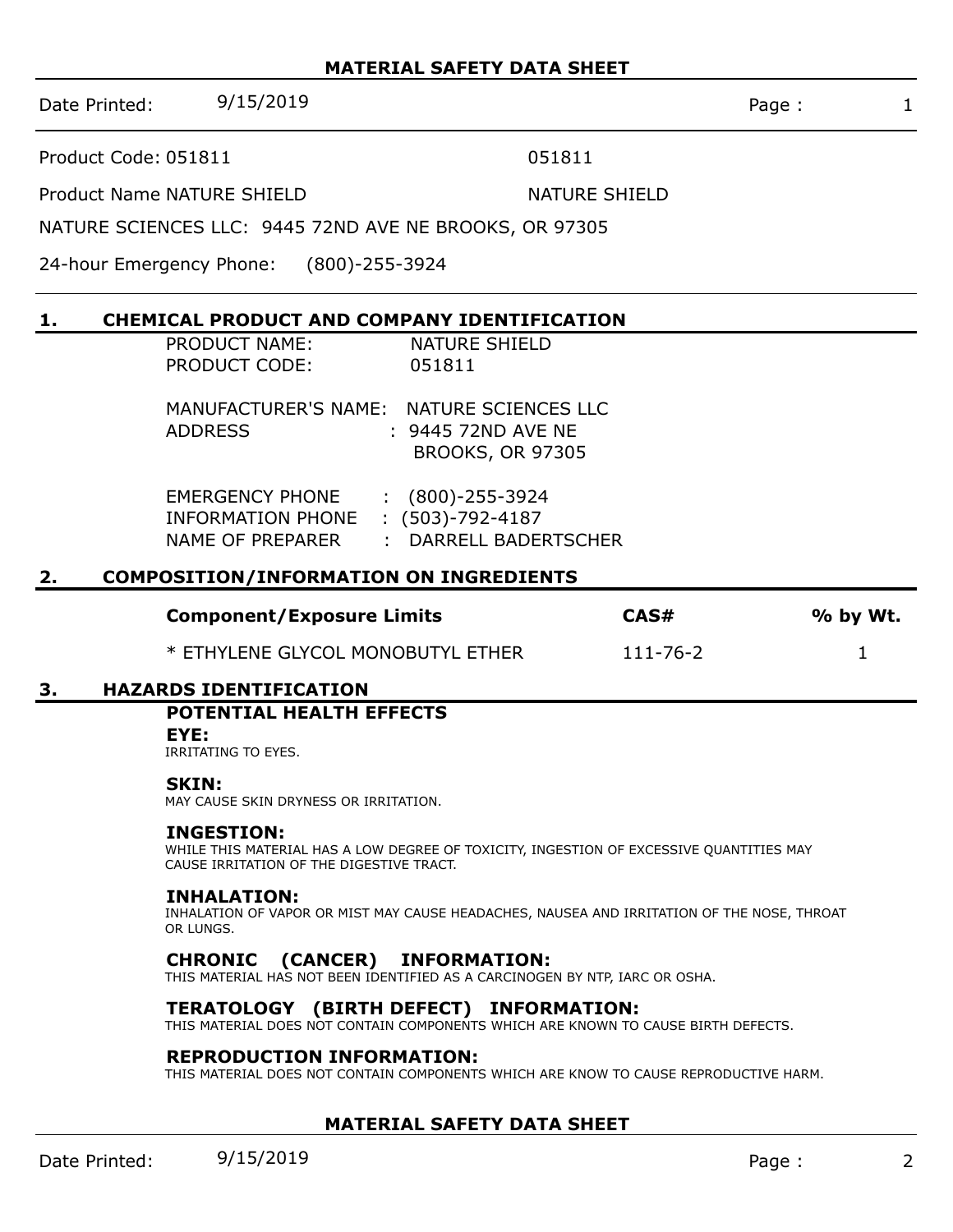# MATERIAL SAFETY DATA SHEET

Date Printed: 9/15/2019

Product Code: 051811 051811

Product Name NATURE SHIELD NATURE SHIELD

NATURE SCIENCES LLC: 9445 72ND AVE NE BROOKS, OR 97305

24-hour Emergency Phone: (800)-255-3924

## 1. CHEMICAL PRODUCT AND COMPANY IDENTIFICATION

PRODUCT NAME: NATURE SHIELD
PRODUCT CODE: 051811

MANUFACTURER'S NAME: NATURE SCIENCES LLC
ADDRESS : 9445 72ND AVE NE
BROOKS, OR 97305

EMERGENCY PHONE : (800)-255-3924
INFORMATION PHONE : (503)-792-4187
NAME OF PREPARER : DARRELL BADERTSCHER

## 2. COMPOSITION/INFORMATION ON INGREDIENTS

| Component/Exposure Limits | CAS# | % by Wt. |
|---|---|---|
| * ETHYLENE GLYCOL MONOBUTYL ETHER | 111-76-2 | 1 |

## 3. HAZARDS IDENTIFICATION

### POTENTIAL HEALTH EFFECTS

**EYE:**
IRRITATING TO EYES.

**SKIN:**
MAY CAUSE SKIN DRYNESS OR IRRITATION.

**INGESTION:**
WHILE THIS MATERIAL HAS A LOW DEGREE OF TOXICITY, INGESTION OF EXCESSIVE QUANTITIES MAY CAUSE IRRITATION OF THE DIGESTIVE TRACT.

**INHALATION:**
INHALATION OF VAPOR OR MIST MAY CAUSE HEADACHES, NAUSEA AND IRRITATION OF THE NOSE, THROAT OR LUNGS.

**CHRONIC (CANCER) INFORMATION:**
THIS MATERIAL HAS NOT BEEN IDENTIFIED AS A CARCINOGEN BY NTP, IARC OR OSHA.

**TERATOLOGY (BIRTH DEFECT) INFORMATION:**
THIS MATERIAL DOES NOT CONTAIN COMPONENTS WHICH ARE KNOWN TO CAUSE BIRTH DEFECTS.

**REPRODUCTION INFORMATION:**
THIS MATERIAL DOES NOT CONTAIN COMPONENTS WHICH ARE KNOW TO CAUSE REPRODUCTIVE HARM.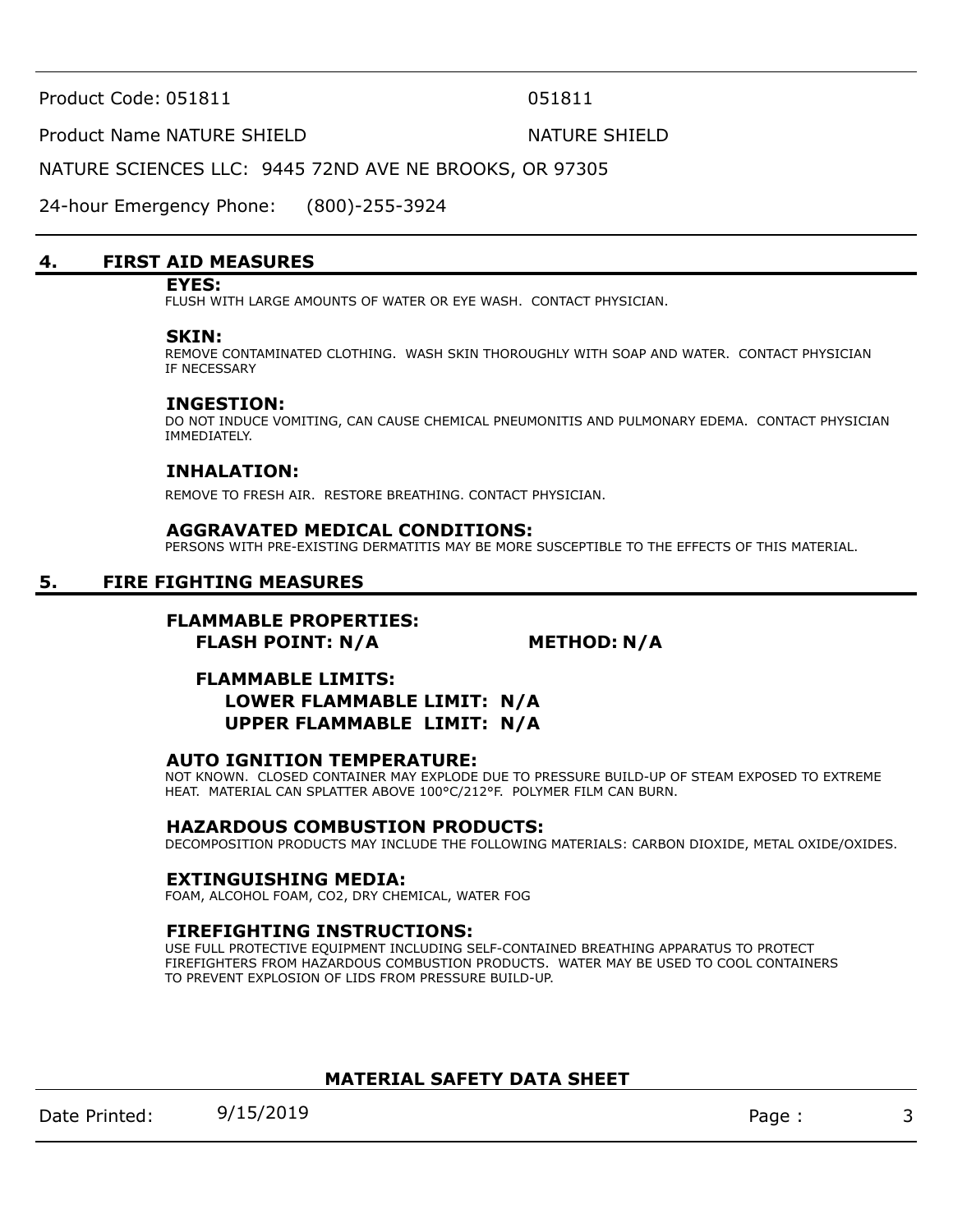## 4. FIRST AID MEASURES

### EYES:

FLUSH WITH LARGE AMOUNTS OF WATER OR EYE WASH. CONTACT PHYSICIAN.

### SKIN:

REMOVE CONTAMINATED CLOTHING. WASH SKIN THOROUGHLY WITH SOAP AND WATER. CONTACT PHYSICIAN IF NECESSARY

### INGESTION:

DO NOT INDUCE VOMITING, CAN CAUSE CHEMICAL PNEUMONITIS AND PULMONARY EDEMA. CONTACT PHYSICIAN IMMEDIATELY.

### INHALATION:

REMOVE TO FRESH AIR. RESTORE BREATHING. CONTACT PHYSICIAN.

### AGGRAVATED MEDICAL CONDITIONS:

PERSONS WITH PRE-EXISTING DERMATITIS MAY BE MORE SUSCEPTIBLE TO THE EFFECTS OF THIS MATERIAL.

## 5. FIRE FIGHTING MEASURES

### FLAMMABLE PROPERTIES:

**FLASH POINT: N/A** **METHOD: N/A**

**FLAMMABLE LIMITS:**

**LOWER FLAMMABLE LIMIT: N/A**

**UPPER FLAMMABLE LIMIT: N/A**

### AUTO IGNITION TEMPERATURE:

NOT KNOWN. CLOSED CONTAINER MAY EXPLODE DUE TO PRESSURE BUILD-UP OF STEAM EXPOSED TO EXTREME HEAT. MATERIAL CAN SPLATTER ABOVE 100°C/212°F. POLYMER FILM CAN BURN.

### HAZARDOUS COMBUSTION PRODUCTS:

DECOMPOSITION PRODUCTS MAY INCLUDE THE FOLLOWING MATERIALS: CARBON DIOXIDE, METAL OXIDE/OXIDES.

### EXTINGUISHING MEDIA:

FOAM, ALCOHOL FOAM, $CO_2$, DRY CHEMICAL, WATER FOG

### FIREFIGHTING INSTRUCTIONS:

USE FULL PROTECTIVE EQUIPMENT INCLUDING SELF-CONTAINED BREATHING APPARATUS TO PROTECT FIREFIGHTERS FROM HAZARDOUS COMBUSTION PRODUCTS. WATER MAY BE USED TO COOL CONTAINERS TO PREVENT EXPLOSION OF LIDS FROM PRESSURE BUILD-UP.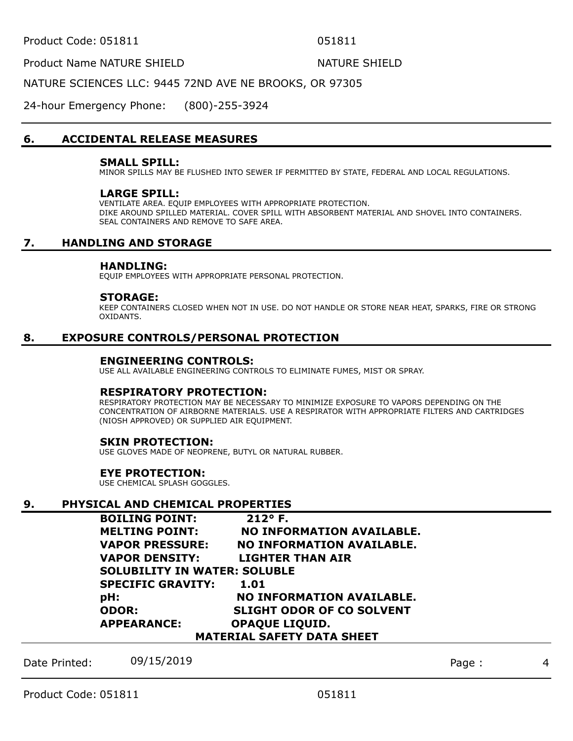## 6. ACCIDENTAL RELEASE MEASURES

### SMALL SPILL:

MINOR SPILLS MAY BE FLUSHED INTO SEWER IF PERMITTED BY STATE, FEDERAL AND LOCAL REGULATIONS.

### LARGE SPILL:

VENTILATE AREA. EQUIP EMPLOYEES WITH APPROPRIATE PROTECTION.
DIKE AROUND SPILLED MATERIAL. COVER SPILL WITH ABSORBENT MATERIAL AND SHOVEL INTO CONTAINERS.
SEAL CONTAINERS AND REMOVE TO SAFE AREA.

## 7. HANDLING AND STORAGE

### HANDLING:

EQUIP EMPLOYEES WITH APPROPRIATE PERSONAL PROTECTION.

### STORAGE:

KEEP CONTAINERS CLOSED WHEN NOT IN USE. DO NOT HANDLE OR STORE NEAR HEAT, SPARKS, FIRE OR STRONG OXIDANTS.

## 8. EXPOSURE CONTROLS/PERSONAL PROTECTION

### ENGINEERING CONTROLS:

USE ALL AVAILABLE ENGINEERING CONTROLS TO ELIMINATE FUMES, MIST OR SPRAY.

### RESPIRATORY PROTECTION:

RESPIRATORY PROTECTION MAY BE NECESSARY TO MINIMIZE EXPOSURE TO VAPORS DEPENDING ON THE CONCENTRATION OF AIRBORNE MATERIALS. USE A RESPIRATOR WITH APPROPRIATE FILTERS AND CARTRIDGES (NIOSH APPROVED) OR SUPPLIED AIR EQUIPMENT.

### SKIN PROTECTION:

USE GLOVES MADE OF NEOPRENE, BUTYL OR NATURAL RUBBER.

### EYE PROTECTION:

USE CHEMICAL SPLASH GOGGLES.

## 9. PHYSICAL AND CHEMICAL PROPERTIES

**BOILING POINT:** 212° F.
**MELTING POINT:** NO INFORMATION AVAILABLE.
**VAPOR PRESSURE:** NO INFORMATION AVAILABLE.
**VAPOR DENSITY:** LIGHTER THAN AIR
**SOLUBILITY IN WATER:** SOLUBLE
**SPECIFIC GRAVITY:** 1.01
**pH:** NO INFORMATION AVAILABLE.
**ODOR:** SLIGHT ODOR OF CO SOLVENT
**APPEARANCE:** OPAQUE LIQUID.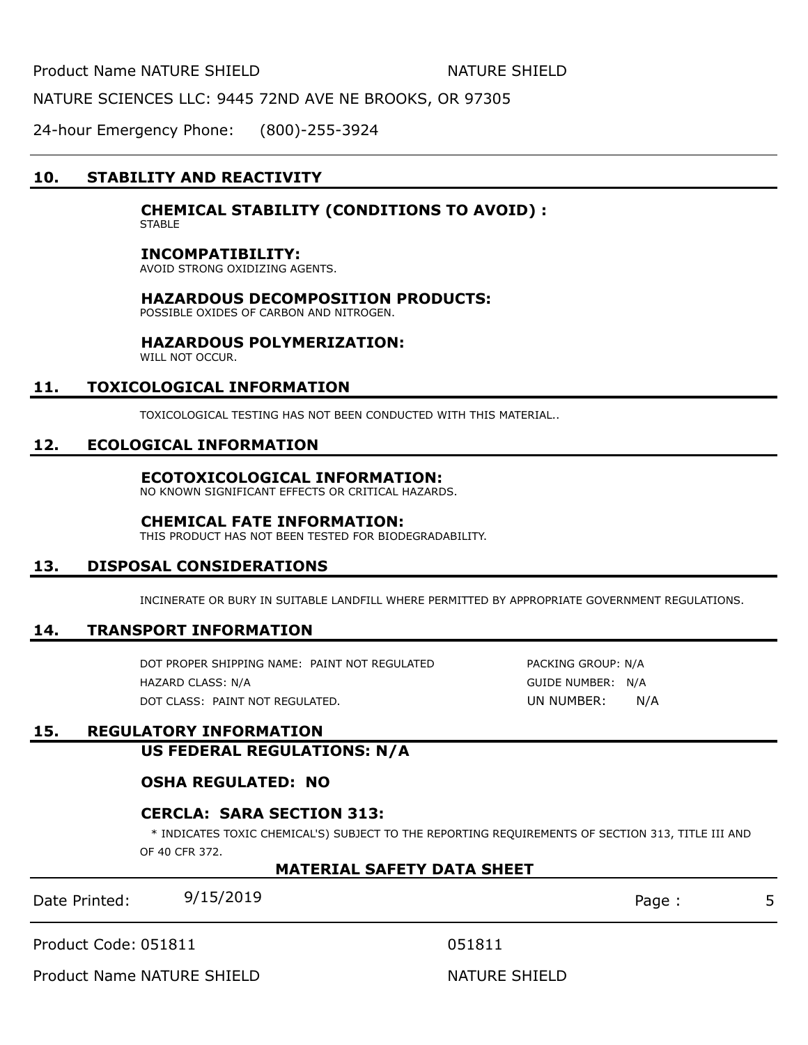## 10. STABILITY AND REACTIVITY

### CHEMICAL STABILITY (CONDITIONS TO AVOID) :

STABLE

### INCOMPATIBILITY:

AVOID STRONG OXIDIZING AGENTS.

### HAZARDOUS DECOMPOSITION PRODUCTS:

POSSIBLE OXIDES OF CARBON AND NITROGEN.

### HAZARDOUS POLYMERIZATION:

WILL NOT OCCUR.

## 11. TOXICOLOGICAL INFORMATION

TOXICOLOGICAL TESTING HAS NOT BEEN CONDUCTED WITH THIS MATERIAL..

## 12. ECOLOGICAL INFORMATION

### ECOTOXICOLOGICAL INFORMATION:

NO KNOWN SIGNIFICANT EFFECTS OR CRITICAL HAZARDS.

### CHEMICAL FATE INFORMATION:

THIS PRODUCT HAS NOT BEEN TESTED FOR BIODEGRADABILITY.

## 13. DISPOSAL CONSIDERATIONS

INCINERATE OR BURY IN SUITABLE LANDFILL WHERE PERMITTED BY APPROPRIATE GOVERNMENT REGULATIONS.

## 14. TRANSPORT INFORMATION

DOT PROPER SHIPPING NAME: PAINT NOT REGULATED
HAZARD CLASS: N/A
DOT CLASS: PAINT NOT REGULATED.

PACKING GROUP: N/A
GUIDE NUMBER: N/A
UN NUMBER: N/A

## 15. REGULATORY INFORMATION

### US FEDERAL REGULATIONS: N/A

### OSHA REGULATED: NO

### CERCLA: SARA SECTION 313:

* INDICATES TOXIC CHEMICAL'S) SUBJECT TO THE REPORTING REQUIREMENTS OF SECTION 313, TITLE III AND OF 40 CFR 372.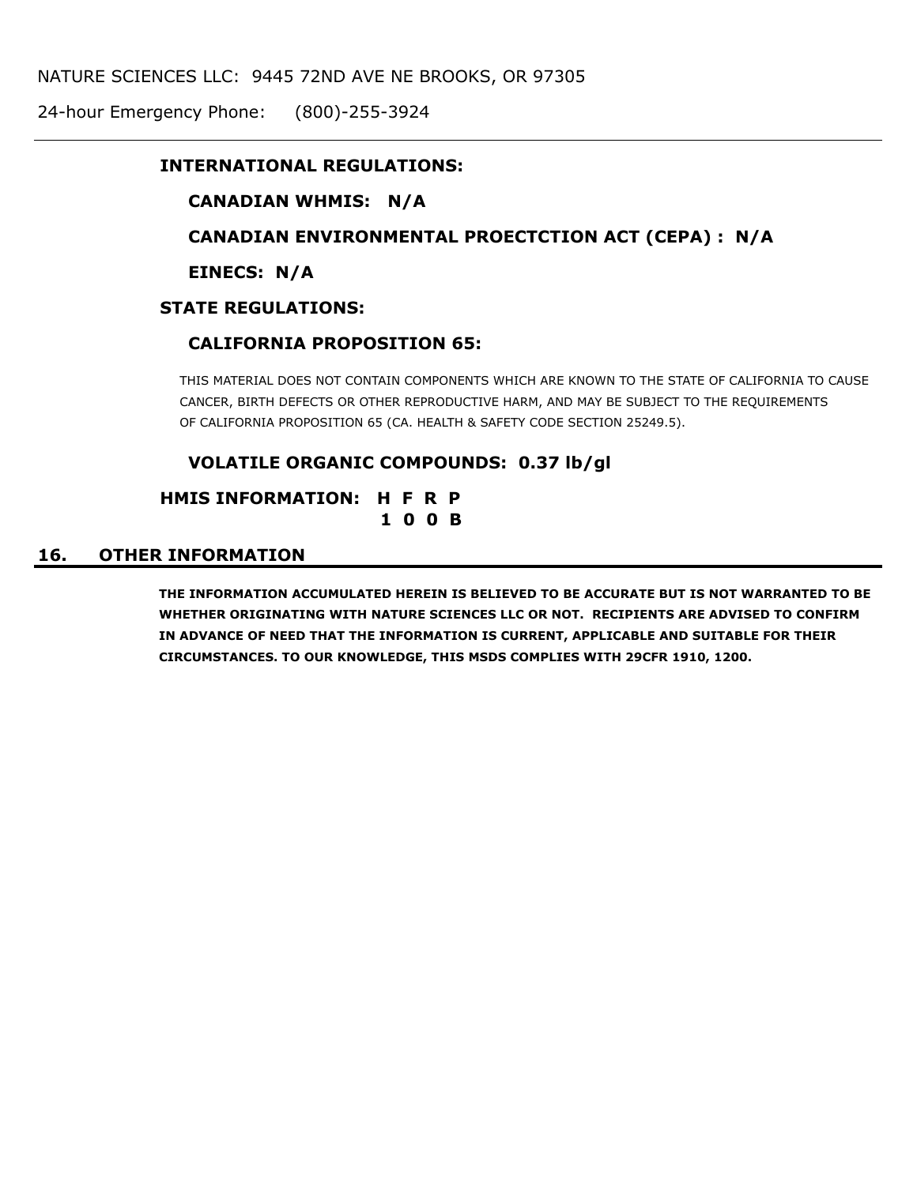NATURE SCIENCES LLC:  9445 72ND AVE NE BROOKS, OR 97305

24-hour Emergency Phone:     (800)-255-3924

---

**INTERNATIONAL REGULATIONS:**

**CANADIAN WHMIS:   N/A**

**CANADIAN ENVIRONMENTAL PROECTCTION ACT (CEPA) :  N/A**

**EINECS:  N/A**

**STATE REGULATIONS:**

**CALIFORNIA PROPOSITION 65:**

THIS MATERIAL DOES NOT CONTAIN COMPONENTS WHICH ARE KNOWN TO THE STATE OF CALIFORNIA TO CAUSE CANCER, BIRTH DEFECTS OR OTHER REPRODUCTIVE HARM, AND MAY BE SUBJECT TO THE REQUIREMENTS OF CALIFORNIA PROPOSITION 65 (CA. HEALTH & SAFETY CODE SECTION 25249.5).

**VOLATILE ORGANIC COMPOUNDS:  0.37 lb/gl**

**HMIS INFORMATION:**

| H | F | R | P |
|---|---|---|---|
| 1 | 0 | 0 | B |

## 16. OTHER INFORMATION

**THE INFORMATION ACCUMULATED HEREIN IS BELIEVED TO BE ACCURATE BUT IS NOT WARRANTED TO BE WHETHER ORIGINATING WITH NATURE SCIENCES LLC OR NOT.  RECIPIENTS ARE ADVISED TO CONFIRM IN ADVANCE OF NEED THAT THE INFORMATION IS CURRENT, APPLICABLE AND SUITABLE FOR THEIR CIRCUMSTANCES. TO OUR KNOWLEDGE, THIS MSDS COMPLIES WITH 29CFR 1910, 1200.**